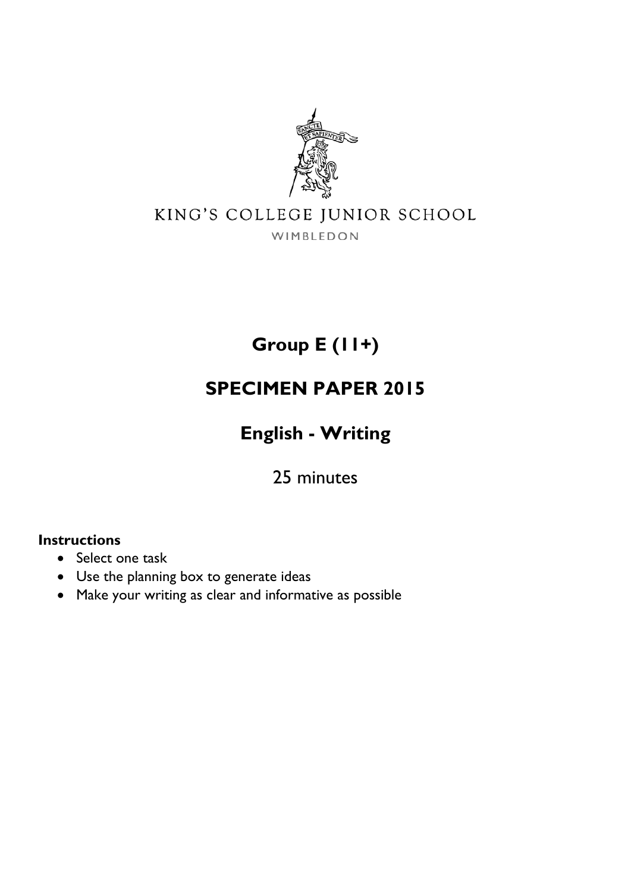KING'S COLLEGE JUNIOR SCHOOL

WIMBLEDON

# Group E (11+)

# SPECIMEN PAPER 2015

# English - Writing

25 minutes

**Instructions**

- Select one task
- Use the planning box to generate ideas
- Make your writing as clear and informative as possible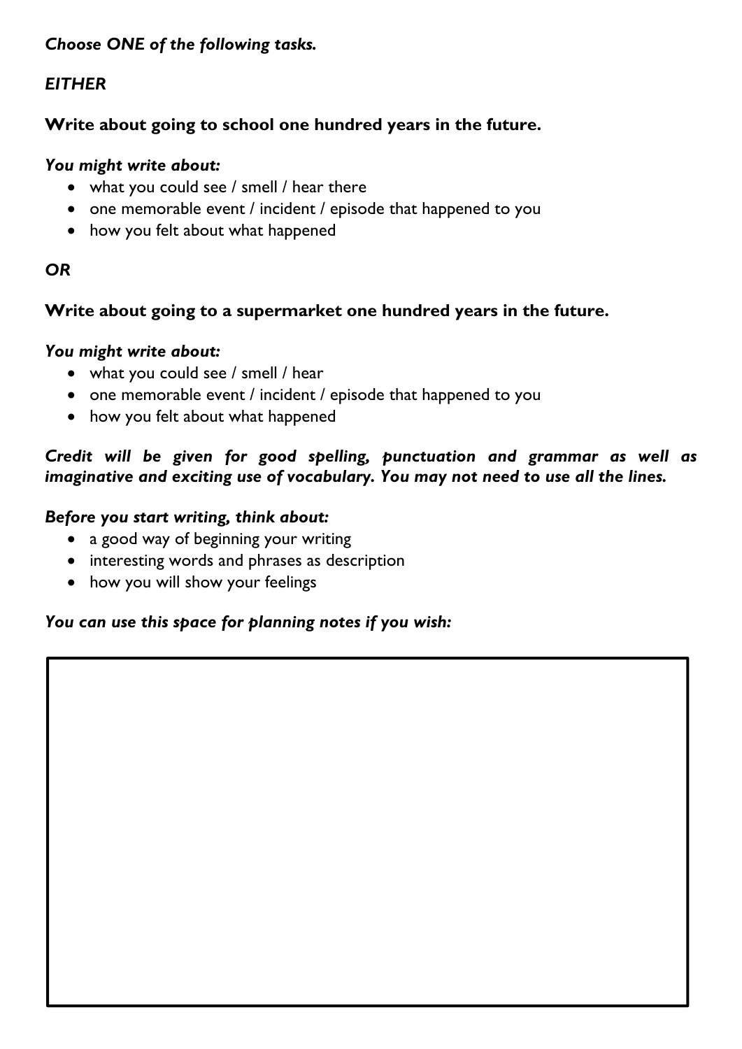***Choose ONE of the following tasks.***

***EITHER***

**Write about going to school one hundred years in the future.**

***You might write about:***

- what you could see / smell / hear there
- one memorable event / incident / episode that happened to you
- how you felt about what happened

***OR***

**Write about going to a supermarket one hundred years in the future.**

***You might write about:***

- what you could see / smell / hear
- one memorable event / incident / episode that happened to you
- how you felt about what happened

***Credit will be given for good spelling, punctuation and grammar as well as imaginative and exciting use of vocabulary. You may not need to use all the lines.***

***Before you start writing, think about:***

- a good way of beginning your writing
- interesting words and phrases as description
- how you will show your feelings

***You can use this space for planning notes if you wish:***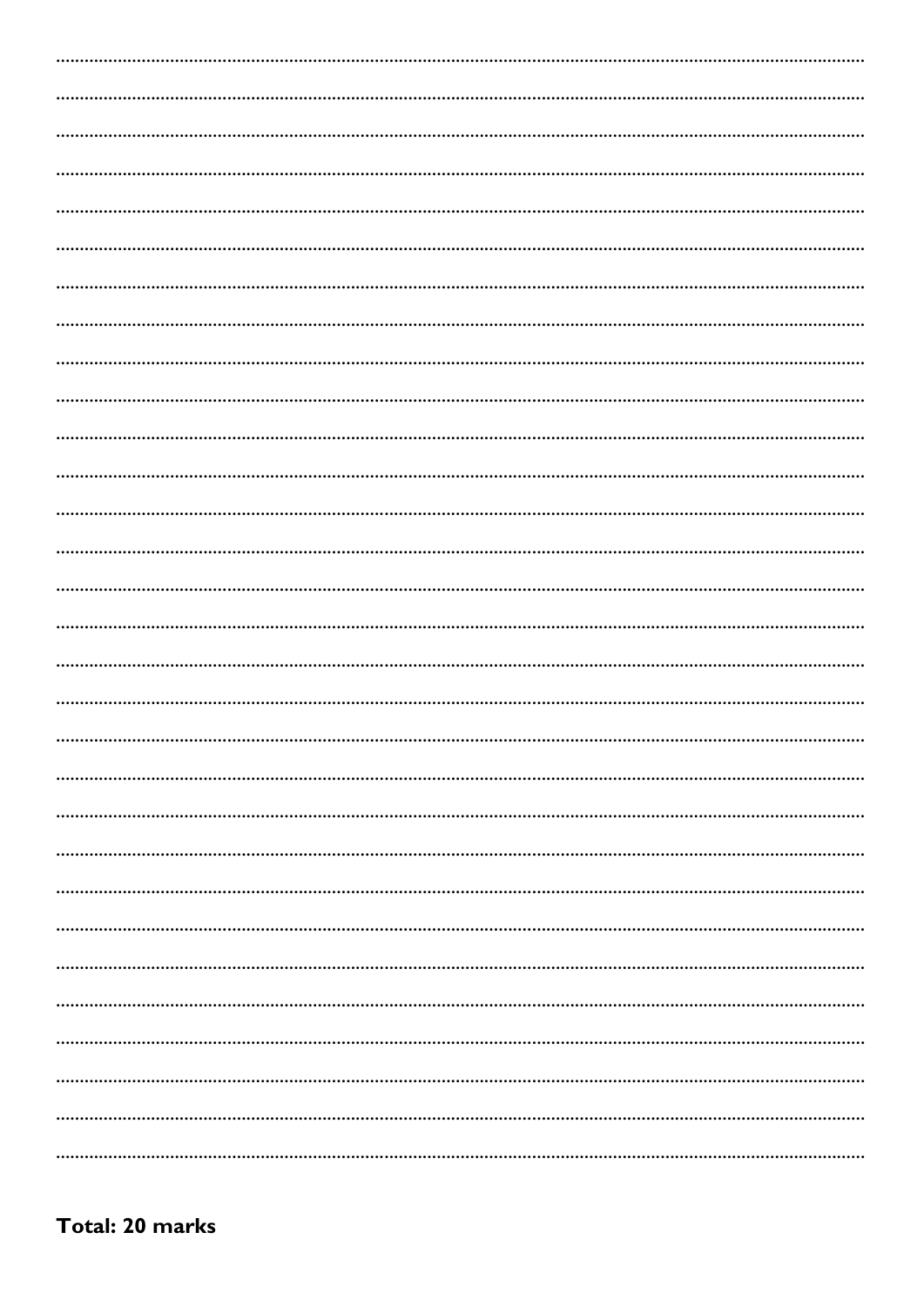**Total: 20 marks**